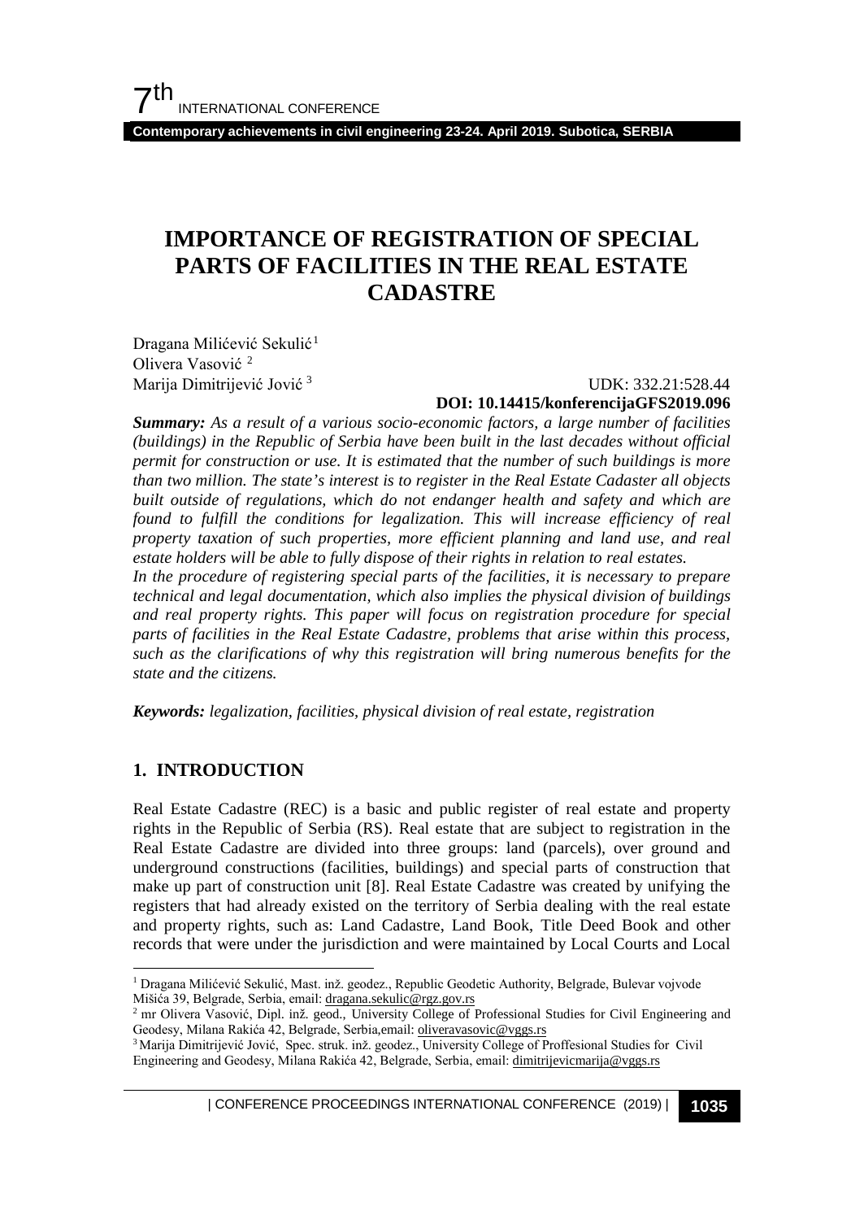# IMPORTANCE OF REGISTRATION OF SPECIAL PARTS OF FACILITIES IN THE REAL ESTATE CADASTRE

Dragana Milićević Sekulić [1]
Olivera Vasović [2]
Marija Dimitrijević Jović [3]

UDK: 332.21:528.44
**DOI: 10.14415/konferencijaGFS2019.096**

***Summary:*** *As a result of a various socio-economic factors, a large number of facilities (buildings) in the Republic of Serbia have been built in the last decades without official permit for construction or use. It is estimated that the number of such buildings is more than two million. The state's interest is to register in the Real Estate Cadaster all objects built outside of regulations, which do not endanger health and safety and which are found to fulfill the conditions for legalization. This will increase efficiency of real property taxation of such properties, more efficient planning and land use, and real estate holders will be able to fully dispose of their rights in relation to real estates.*
*In the procedure of registering special parts of the facilities, it is necessary to prepare technical and legal documentation, which also implies the physical division of buildings and real property rights. This paper will focus on registration procedure for special parts of facilities in the Real Estate Cadastre, problems that arise within this process, such as the clarifications of why this registration will bring numerous benefits for the state and the citizens.*

***Keywords:*** *legalization, facilities, physical division of real estate, registration*

## 1. INTRODUCTION

Real Estate Cadastre (REC) is a basic and public register of real estate and property rights in the Republic of Serbia (RS). Real estate that are subject to registration in the Real Estate Cadastre are divided into three groups: land (parcels), over ground and underground constructions (facilities, buildings) and special parts of construction that make up part of construction unit [8]. Real Estate Cadastre was created by unifying the registers that had already existed on the territory of Serbia dealing with the real estate and property rights, such as: Land Cadastre, Land Book, Title Deed Book and other records that were under the jurisdiction and were maintained by Local Courts and Local

---

[1] Dragana Milićević Sekulić, Mast. inž. geodez., Republic Geodetic Authority, Belgrade, Bulevar vojvode Mišića 39, Belgrade, Serbia, email: dragana.sekulic@rgz.gov.rs

[2] mr Olivera Vasović, Dipl. inž. geod., University College of Professional Studies for Civil Engineering and Geodesy, Milana Rakića 42, Belgrade, Serbia,email: oliveravasovic@vggs.rs

[3] Marija Dimitrijević Jović, Spec. struk. inž. geodez., University College of Proffesional Studies for Civil Engineering and Geodesy, Milana Rakića 42, Belgrade, Serbia, email: dimitrijevicmarija@vggs.rs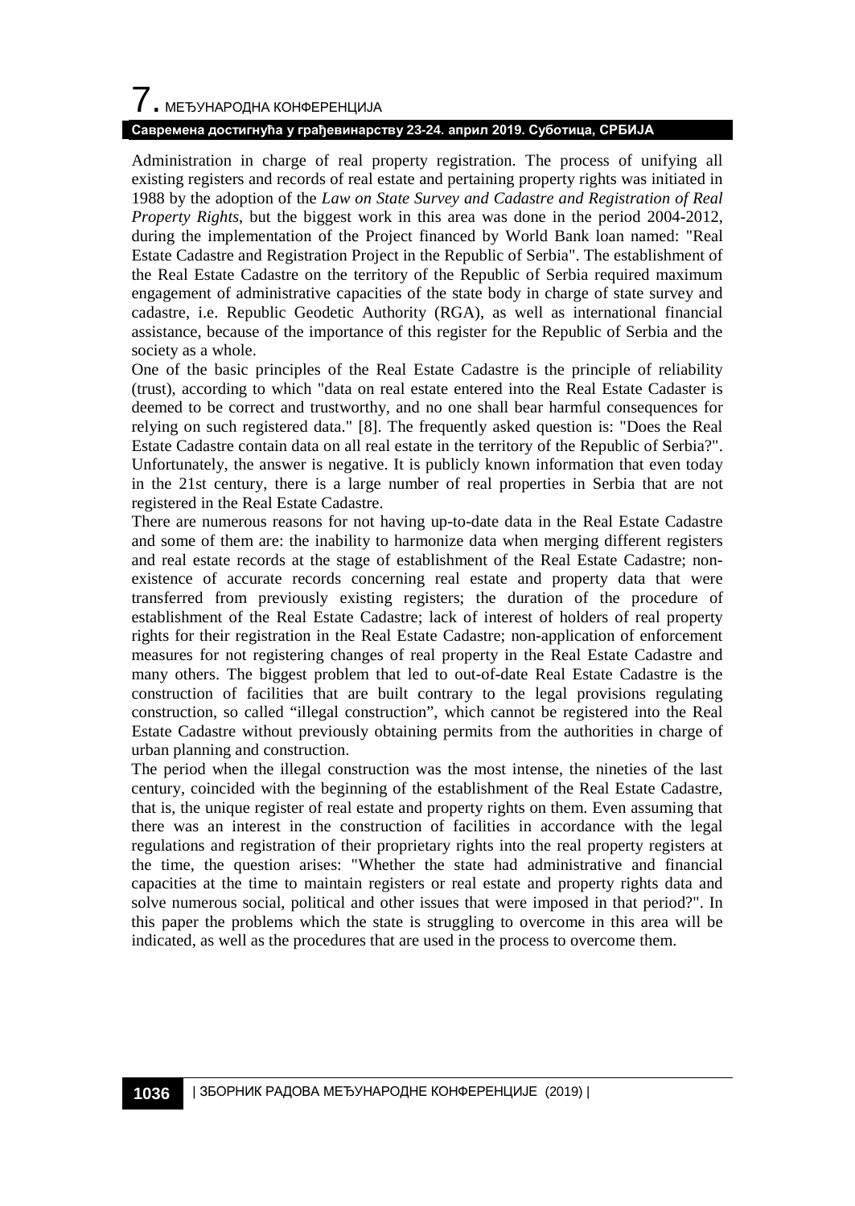Administration in charge of real property registration. The process of unifying all existing registers and records of real estate and pertaining property rights was initiated in 1988 by the adoption of the *Law on State Survey and Cadastre and Registration of Real Property Rights*, but the biggest work in this area was done in the period 2004-2012, during the implementation of the Project financed by World Bank loan named: "Real Estate Cadastre and Registration Project in the Republic of Serbia". The establishment of the Real Estate Cadastre on the territory of the Republic of Serbia required maximum engagement of administrative capacities of the state body in charge of state survey and cadastre, i.e. Republic Geodetic Authority (RGA), as well as international financial assistance, because of the importance of this register for the Republic of Serbia and the society as a whole.

One of the basic principles of the Real Estate Cadastre is the principle of reliability (trust), according to which "data on real estate entered into the Real Estate Cadaster is deemed to be correct and trustworthy, and no one shall bear harmful consequences for relying on such registered data." [8]. The frequently asked question is: "Does the Real Estate Cadastre contain data on all real estate in the territory of the Republic of Serbia?". Unfortunately, the answer is negative. It is publicly known information that even today in the 21st century, there is a large number of real properties in Serbia that are not registered in the Real Estate Cadastre.

There are numerous reasons for not having up-to-date data in the Real Estate Cadastre and some of them are: the inability to harmonize data when merging different registers and real estate records at the stage of establishment of the Real Estate Cadastre; non-existence of accurate records concerning real estate and property data that were transferred from previously existing registers; the duration of the procedure of establishment of the Real Estate Cadastre; lack of interest of holders of real property rights for their registration in the Real Estate Cadastre; non-application of enforcement measures for not registering changes of real property in the Real Estate Cadastre and many others. The biggest problem that led to out-of-date Real Estate Cadastre is the construction of facilities that are built contrary to the legal provisions regulating construction, so called "illegal construction", which cannot be registered into the Real Estate Cadastre without previously obtaining permits from the authorities in charge of urban planning and construction.

The period when the illegal construction was the most intense, the nineties of the last century, coincided with the beginning of the establishment of the Real Estate Cadastre, that is, the unique register of real estate and property rights on them. Even assuming that there was an interest in the construction of facilities in accordance with the legal regulations and registration of their proprietary rights into the real property registers at the time, the question arises: "Whether the state had administrative and financial capacities at the time to maintain registers or real estate and property rights data and solve numerous social, political and other issues that were imposed in that period?". In this paper the problems which the state is struggling to overcome in this area will be indicated, as well as the procedures that are used in the process to overcome them.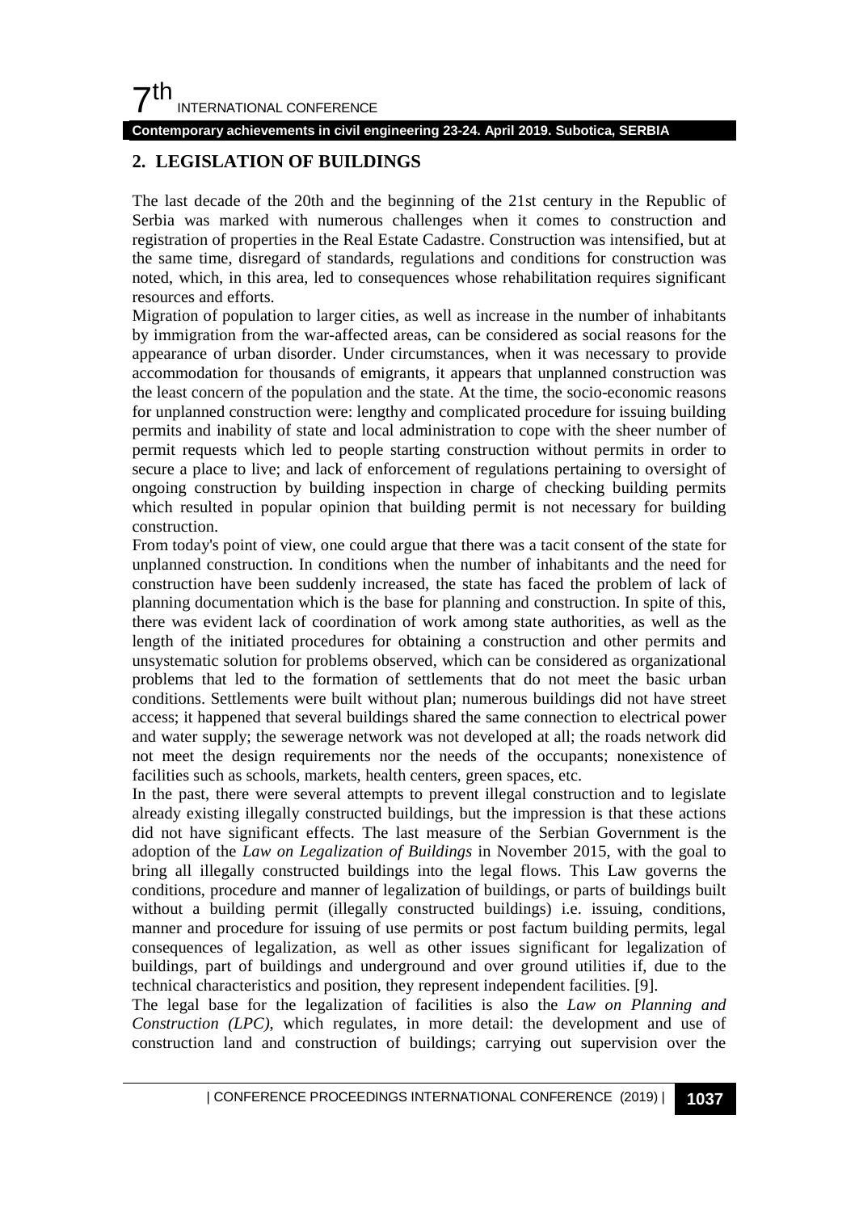## 2. LEGISLATION OF BUILDINGS

The last decade of the 20th and the beginning of the 21st century in the Republic of Serbia was marked with numerous challenges when it comes to construction and registration of properties in the Real Estate Cadastre. Construction was intensified, but at the same time, disregard of standards, regulations and conditions for construction was noted, which, in this area, led to consequences whose rehabilitation requires significant resources and efforts.

Migration of population to larger cities, as well as increase in the number of inhabitants by immigration from the war-affected areas, can be considered as social reasons for the appearance of urban disorder. Under circumstances, when it was necessary to provide accommodation for thousands of emigrants, it appears that unplanned construction was the least concern of the population and the state. At the time, the socio-economic reasons for unplanned construction were: lengthy and complicated procedure for issuing building permits and inability of state and local administration to cope with the sheer number of permit requests which led to people starting construction without permits in order to secure a place to live; and lack of enforcement of regulations pertaining to oversight of ongoing construction by building inspection in charge of checking building permits which resulted in popular opinion that building permit is not necessary for building construction.

From today's point of view, one could argue that there was a tacit consent of the state for unplanned construction. In conditions when the number of inhabitants and the need for construction have been suddenly increased, the state has faced the problem of lack of planning documentation which is the base for planning and construction. In spite of this, there was evident lack of coordination of work among state authorities, as well as the length of the initiated procedures for obtaining a construction and other permits and unsystematic solution for problems observed, which can be considered as organizational problems that led to the formation of settlements that do not meet the basic urban conditions. Settlements were built without plan; numerous buildings did not have street access; it happened that several buildings shared the same connection to electrical power and water supply; the sewerage network was not developed at all; the roads network did not meet the design requirements nor the needs of the occupants; nonexistence of facilities such as schools, markets, health centers, green spaces, etc.

In the past, there were several attempts to prevent illegal construction and to legislate already existing illegally constructed buildings, but the impression is that these actions did not have significant effects. The last measure of the Serbian Government is the adoption of the *Law on Legalization of Buildings* in November 2015, with the goal to bring all illegally constructed buildings into the legal flows. This Law governs the conditions, procedure and manner of legalization of buildings, or parts of buildings built without a building permit (illegally constructed buildings) i.e. issuing, conditions, manner and procedure for issuing of use permits or post factum building permits, legal consequences of legalization, as well as other issues significant for legalization of buildings, part of buildings and underground and over ground utilities if, due to the technical characteristics and position, they represent independent facilities. [9].

The legal base for the legalization of facilities is also the *Law on Planning and Construction (LPC)*, which regulates, in more detail: the development and use of construction land and construction of buildings; carrying out supervision over the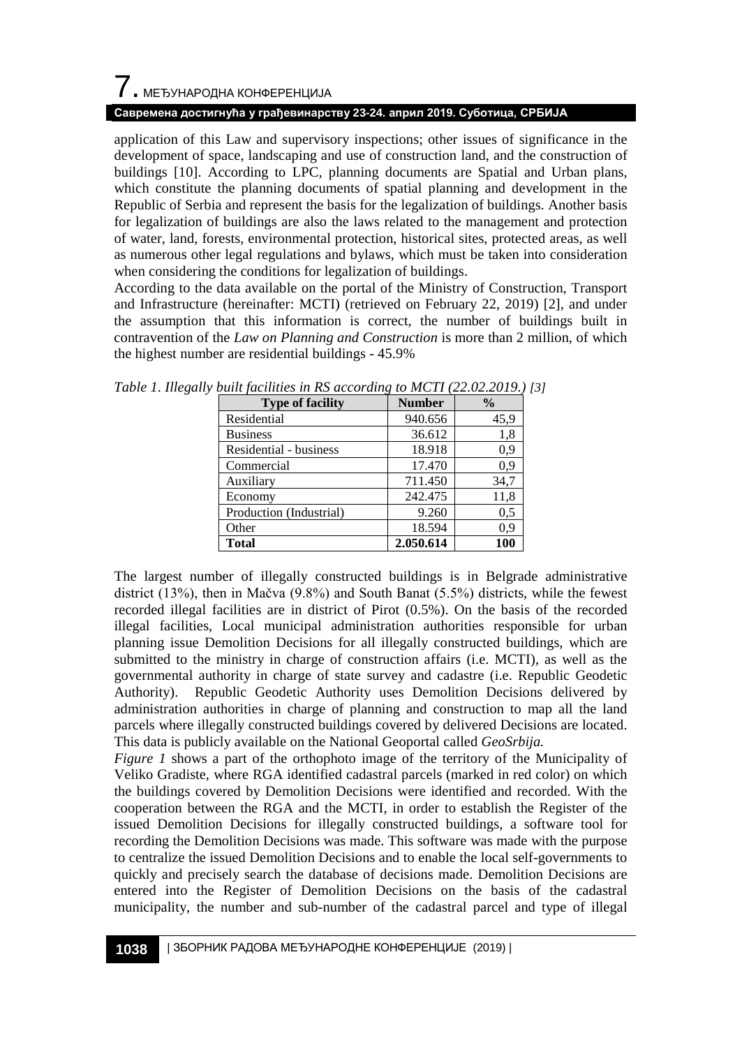application of this Law and supervisory inspections; other issues of significance in the development of space, landscaping and use of construction land, and the construction of buildings [10]. According to LPC, planning documents are Spatial and Urban plans, which constitute the planning documents of spatial planning and development in the Republic of Serbia and represent the basis for the legalization of buildings. Another basis for legalization of buildings are also the laws related to the management and protection of water, land, forests, environmental protection, historical sites, protected areas, as well as numerous other legal regulations and bylaws, which must be taken into consideration when considering the conditions for legalization of buildings.

According to the data available on the portal of the Ministry of Construction, Transport and Infrastructure (hereinafter: MCTI) (retrieved on February 22, 2019) [2], and under the assumption that this information is correct, the number of buildings built in contravention of the *Law on Planning and Construction* is more than 2 million, of which the highest number are residential buildings - 45.9%

*Table 1. Illegally built facilities in RS according to MCTI (22.02.2019.) [3]*

| Type of facility | Number | % |
|---|---|---|
| Residential | 940.656 | 45,9 |
| Business | 36.612 | 1,8 |
| Residential - business | 18.918 | 0,9 |
| Commercial | 17.470 | 0,9 |
| Auxiliary | 711.450 | 34,7 |
| Economy | 242.475 | 11,8 |
| Production (Industrial) | 9.260 | 0,5 |
| Other | 18.594 | 0,9 |
| **Total** | **2.050.614** | **100** |

The largest number of illegally constructed buildings is in Belgrade administrative district (13%), then in Mačva (9.8%) and South Banat (5.5%) districts, while the fewest recorded illegal facilities are in district of Pirot (0.5%). On the basis of the recorded illegal facilities, Local municipal administration authorities responsible for urban planning issue Demolition Decisions for all illegally constructed buildings, which are submitted to the ministry in charge of construction affairs (i.e. MCTI), as well as the governmental authority in charge of state survey and cadastre (i.e. Republic Geodetic Authority). Republic Geodetic Authority uses Demolition Decisions delivered by administration authorities in charge of planning and construction to map all the land parcels where illegally constructed buildings covered by delivered Decisions are located. This data is publicly available on the National Geoportal called *GeoSrbija.*

*Figure 1* shows a part of the orthophoto image of the territory of the Municipality of Veliko Gradiste, where RGA identified cadastral parcels (marked in red color) on which the buildings covered by Demolition Decisions were identified and recorded. With the cooperation between the RGA and the MCTI, in order to establish the Register of the issued Demolition Decisions for illegally constructed buildings, a software tool for recording the Demolition Decisions was made. This software was made with the purpose to centralize the issued Demolition Decisions and to enable the local self-governments to quickly and precisely search the database of decisions made. Demolition Decisions are entered into the Register of Demolition Decisions on the basis of the cadastral municipality, the number and sub-number of the cadastral parcel and type of illegal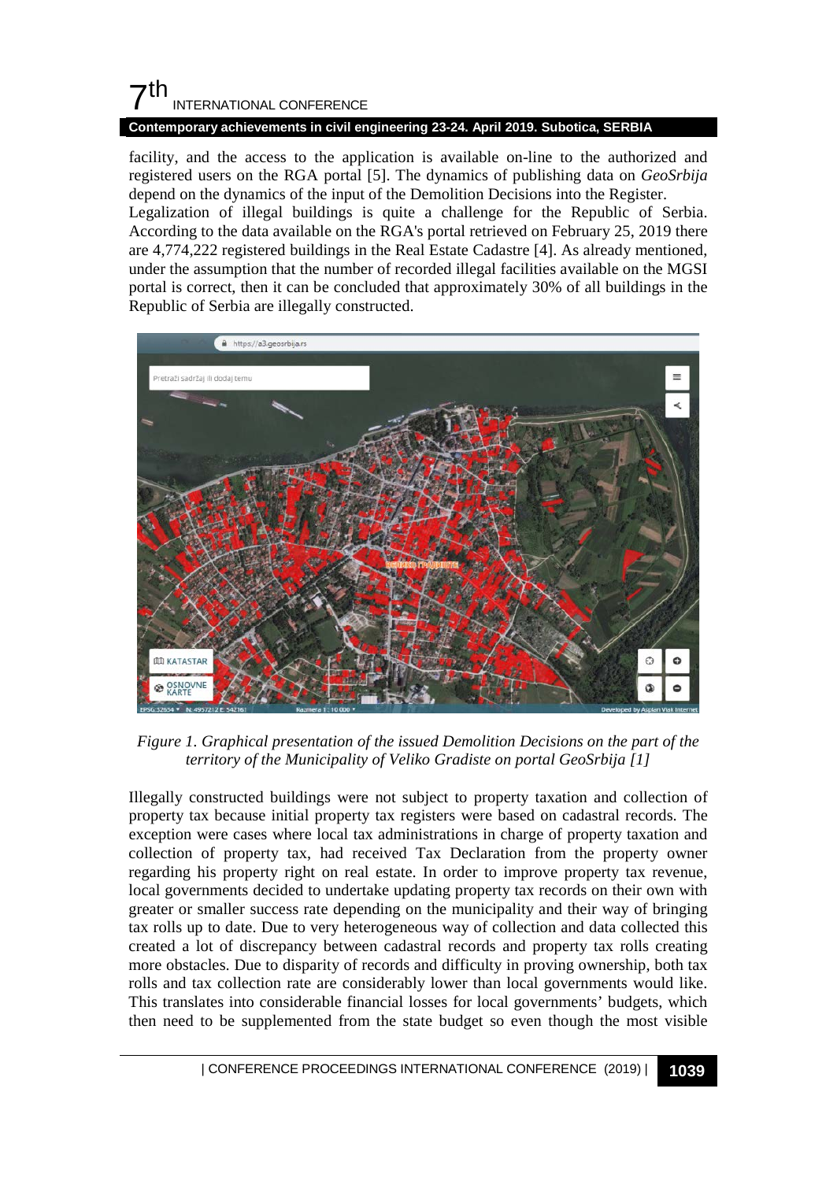facility, and the access to the application is available on-line to the authorized and registered users on the RGA portal [5]. The dynamics of publishing data on *GeoSrbija* depend on the dynamics of the input of the Demolition Decisions into the Register.

Legalization of illegal buildings is quite a challenge for the Republic of Serbia. According to the data available on the RGA's portal retrieved on February 25, 2019 there are 4,774,222 registered buildings in the Real Estate Cadastre [4]. As already mentioned, under the assumption that the number of recorded illegal facilities available on the MGSI portal is correct, then it can be concluded that approximately 30% of all buildings in the Republic of Serbia are illegally constructed.

*Figure 1. Graphical presentation of the issued Demolition Decisions on the part of the territory of the Municipality of Veliko Gradiste on portal GeoSrbija [1]*

Illegally constructed buildings were not subject to property taxation and collection of property tax because initial property tax registers were based on cadastral records. The exception were cases where local tax administrations in charge of property taxation and collection of property tax, had received Tax Declaration from the property owner regarding his property right on real estate. In order to improve property tax revenue, local governments decided to undertake updating property tax records on their own with greater or smaller success rate depending on the municipality and their way of bringing tax rolls up to date. Due to very heterogeneous way of collection and data collected this created a lot of discrepancy between cadastral records and property tax rolls creating more obstacles. Due to disparity of records and difficulty in proving ownership, both tax rolls and tax collection rate are considerably lower than local governments would like. This translates into considerable financial losses for local governments' budgets, which then need to be supplemented from the state budget so even though the most visible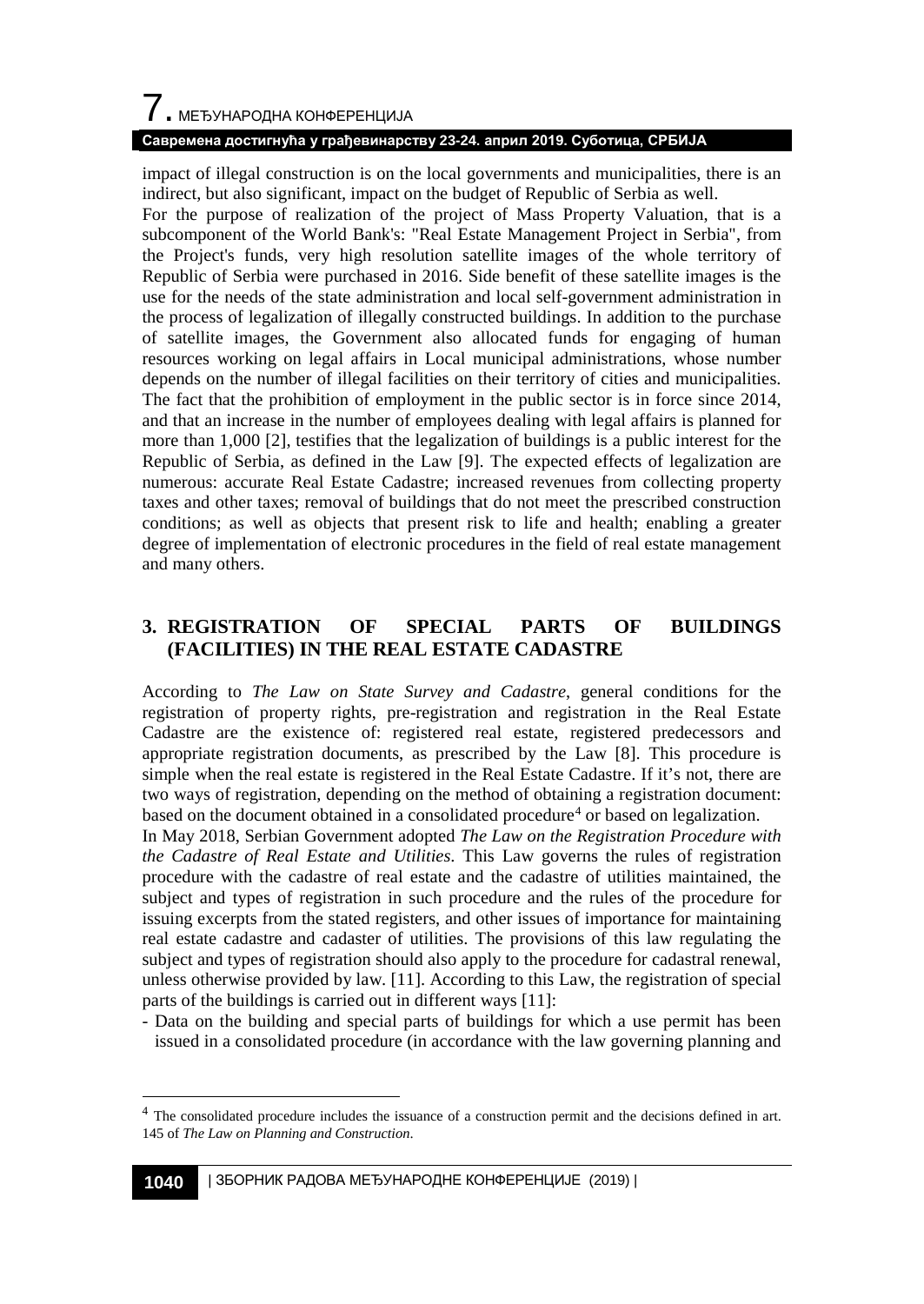impact of illegal construction is on the local governments and municipalities, there is an indirect, but also significant, impact on the budget of Republic of Serbia as well.

For the purpose of realization of the project of Mass Property Valuation, that is a subcomponent of the World Bank's: "Real Estate Management Project in Serbia", from the Project's funds, very high resolution satellite images of the whole territory of Republic of Serbia were purchased in 2016. Side benefit of these satellite images is the use for the needs of the state administration and local self-government administration in the process of legalization of illegally constructed buildings. In addition to the purchase of satellite images, the Government also allocated funds for engaging of human resources working on legal affairs in Local municipal administrations, whose number depends on the number of illegal facilities on their territory of cities and municipalities. The fact that the prohibition of employment in the public sector is in force since 2014, and that an increase in the number of employees dealing with legal affairs is planned for more than 1,000 [2], testifies that the legalization of buildings is a public interest for the Republic of Serbia, as defined in the Law [9]. The expected effects of legalization are numerous: accurate Real Estate Cadastre; increased revenues from collecting property taxes and other taxes; removal of buildings that do not meet the prescribed construction conditions; as well as objects that present risk to life and health; enabling a greater degree of implementation of electronic procedures in the field of real estate management and many others.

## 3. REGISTRATION OF SPECIAL PARTS OF BUILDINGS (FACILITIES) IN THE REAL ESTATE CADASTRE

According to *The Law on State Survey and Cadastre*, general conditions for the registration of property rights, pre-registration and registration in the Real Estate Cadastre are the existence of: registered real estate, registered predecessors and appropriate registration documents, as prescribed by the Law [8]. This procedure is simple when the real estate is registered in the Real Estate Cadastre. If it's not, there are two ways of registration, depending on the method of obtaining a registration document: based on the document obtained in a consolidated procedure[4] or based on legalization.

In May 2018, Serbian Government adopted *The Law on the Registration Procedure with the Cadastre of Real Estate and Utilities*. This Law governs the rules of registration procedure with the cadastre of real estate and the cadastre of utilities maintained, the subject and types of registration in such procedure and the rules of the procedure for issuing excerpts from the stated registers, and other issues of importance for maintaining real estate cadastre and cadaster of utilities. The provisions of this law regulating the subject and types of registration should also apply to the procedure for cadastral renewal, unless otherwise provided by law. [11]. According to this Law, the registration of special parts of the buildings is carried out in different ways [11]:

- Data on the building and special parts of buildings for which a use permit has been issued in a consolidated procedure (in accordance with the law governing planning and

[4] The consolidated procedure includes the issuance of a construction permit and the decisions defined in art. 145 of *The Law on Planning and Construction*.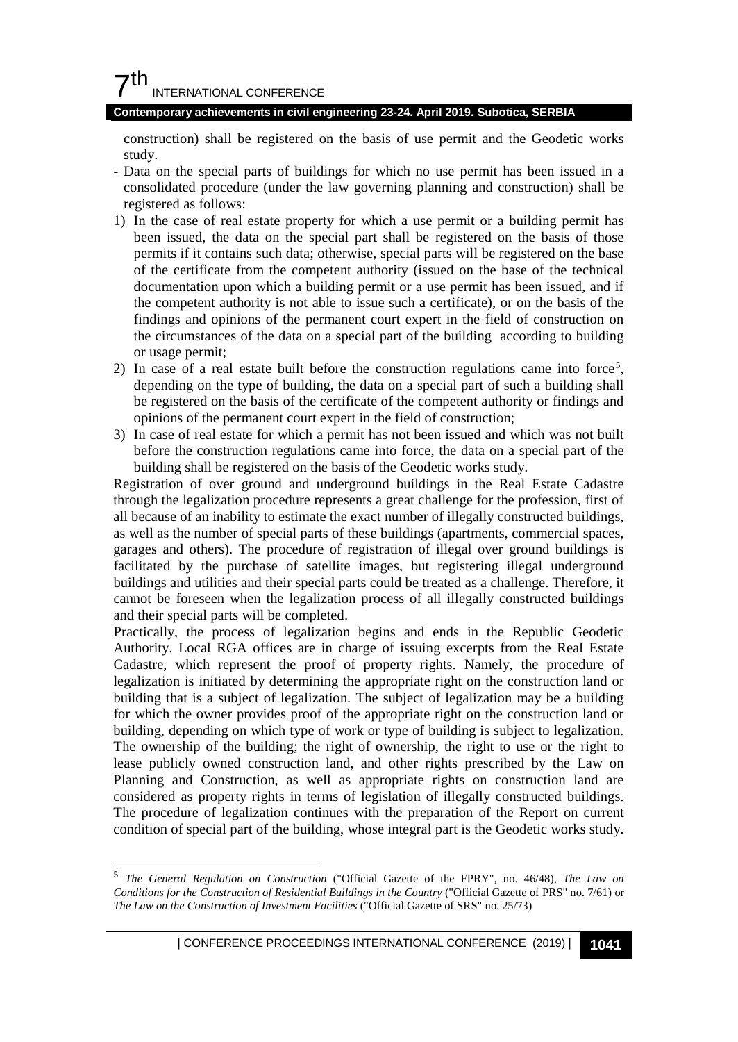construction) shall be registered on the basis of use permit and the Geodetic works study.

- Data on the special parts of buildings for which no use permit has been issued in a consolidated procedure (under the law governing planning and construction) shall be registered as follows:

1) In the case of real estate property for which a use permit or a building permit has been issued, the data on the special part shall be registered on the basis of those permits if it contains such data; otherwise, special parts will be registered on the base of the certificate from the competent authority (issued on the base of the technical documentation upon which a building permit or a use permit has been issued, and if the competent authority is not able to issue such a certificate), or on the basis of the findings and opinions of the permanent court expert in the field of construction on the circumstances of the data on a special part of the building according to building or usage permit;
2) In case of a real estate built before the construction regulations came into force[5], depending on the type of building, the data on a special part of such a building shall be registered on the basis of the certificate of the competent authority or findings and opinions of the permanent court expert in the field of construction;
3) In case of real estate for which a permit has not been issued and which was not built before the construction regulations came into force, the data on a special part of the building shall be registered on the basis of the Geodetic works study.

Registration of over ground and underground buildings in the Real Estate Cadastre through the legalization procedure represents a great challenge for the profession, first of all because of an inability to estimate the exact number of illegally constructed buildings, as well as the number of special parts of these buildings (apartments, commercial spaces, garages and others). The procedure of registration of illegal over ground buildings is facilitated by the purchase of satellite images, but registering illegal underground buildings and utilities and their special parts could be treated as a challenge. Therefore, it cannot be foreseen when the legalization process of all illegally constructed buildings and their special parts will be completed.

Practically, the process of legalization begins and ends in the Republic Geodetic Authority. Local RGA offices are in charge of issuing excerpts from the Real Estate Cadastre, which represent the proof of property rights. Namely, the procedure of legalization is initiated by determining the appropriate right on the construction land or building that is a subject of legalization. The subject of legalization may be a building for which the owner provides proof of the appropriate right on the construction land or building, depending on which type of work or type of building is subject to legalization. The ownership of the building; the right of ownership, the right to use or the right to lease publicly owned construction land, and other rights prescribed by the Law on Planning and Construction, as well as appropriate rights on construction land are considered as property rights in terms of legislation of illegally constructed buildings. The procedure of legalization continues with the preparation of the Report on current condition of special part of the building, whose integral part is the Geodetic works study.

---

[5] *The General Regulation on Construction* ("Official Gazette of the FPRY", no. 46/48), *The Law on Conditions for the Construction of Residential Buildings in the Country* ("Official Gazette of PRS" no. 7/61) or *The Law on the Construction of Investment Facilities* ("Official Gazette of SRS" no. 25/73)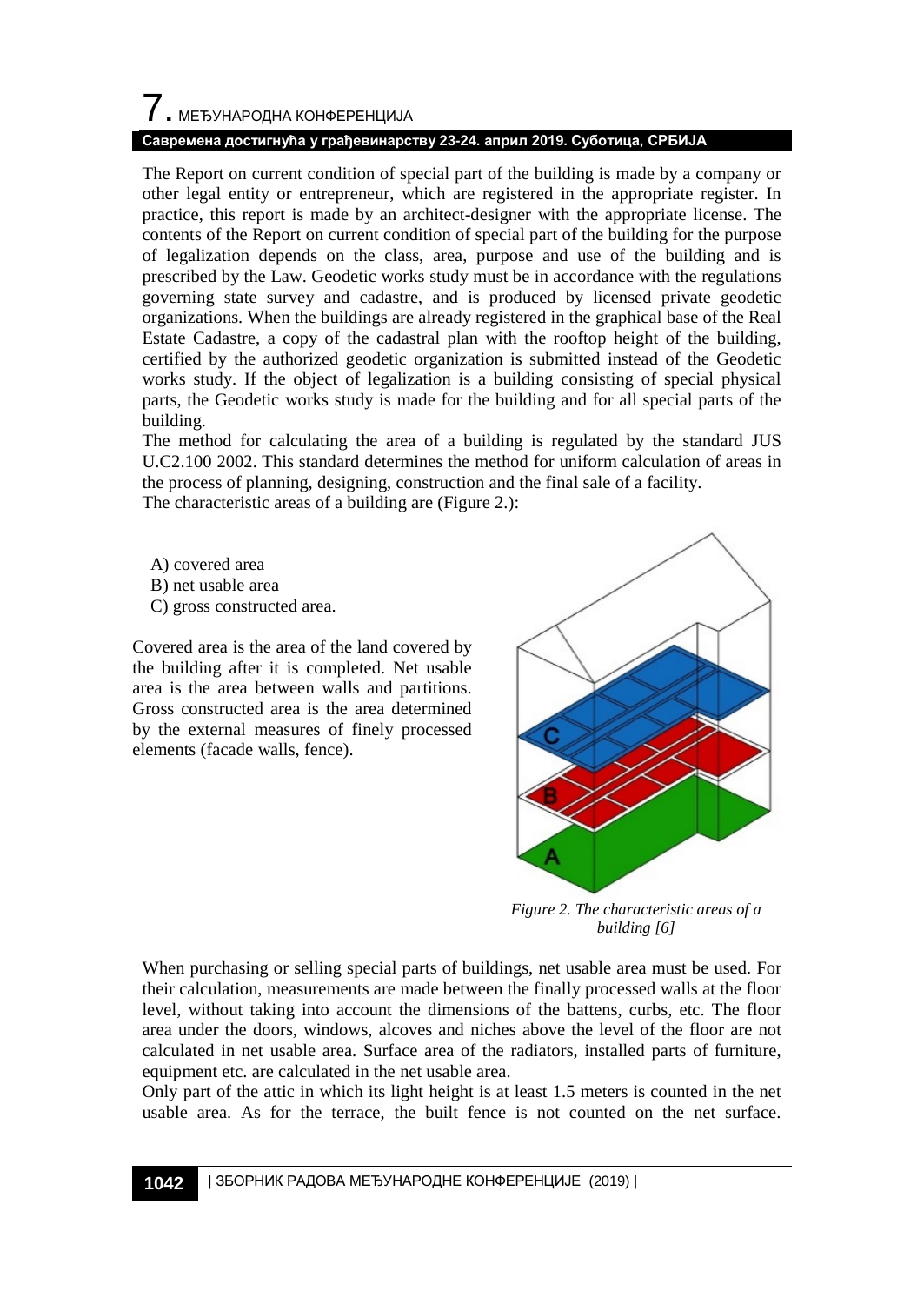The Report on current condition of special part of the building is made by a company or other legal entity or entrepreneur, which are registered in the appropriate register. In practice, this report is made by an architect-designer with the appropriate license. The contents of the Report on current condition of special part of the building for the purpose of legalization depends on the class, area, purpose and use of the building and is prescribed by the Law. Geodetic works study must be in accordance with the regulations governing state survey and cadastre, and is produced by licensed private geodetic organizations. When the buildings are already registered in the graphical base of the Real Estate Cadastre, a copy of the cadastral plan with the rooftop height of the building, certified by the authorized geodetic organization is submitted instead of the Geodetic works study. If the object of legalization is a building consisting of special physical parts, the Geodetic works study is made for the building and for all special parts of the building.

The method for calculating the area of a building is regulated by the standard JUS U.C2.100 2002. This standard determines the method for uniform calculation of areas in the process of planning, designing, construction and the final sale of a facility.

The characteristic areas of a building are (Figure 2.):

A) covered area
B) net usable area
C) gross constructed area.

Covered area is the area of the land covered by the building after it is completed. Net usable area is the area between walls and partitions. Gross constructed area is the area determined by the external measures of finely processed elements (facade walls, fence).

*Figure 2. The characteristic areas of a building [6]*

When purchasing or selling special parts of buildings, net usable area must be used. For their calculation, measurements are made between the finally processed walls at the floor level, without taking into account the dimensions of the battens, curbs, etc. The floor area under the doors, windows, alcoves and niches above the level of the floor are not calculated in net usable area. Surface area of the radiators, installed parts of furniture, equipment etc. are calculated in the net usable area.

Only part of the attic in which its light height is at least 1.5 meters is counted in the net usable area. As for the terrace, the built fence is not counted on the net surface.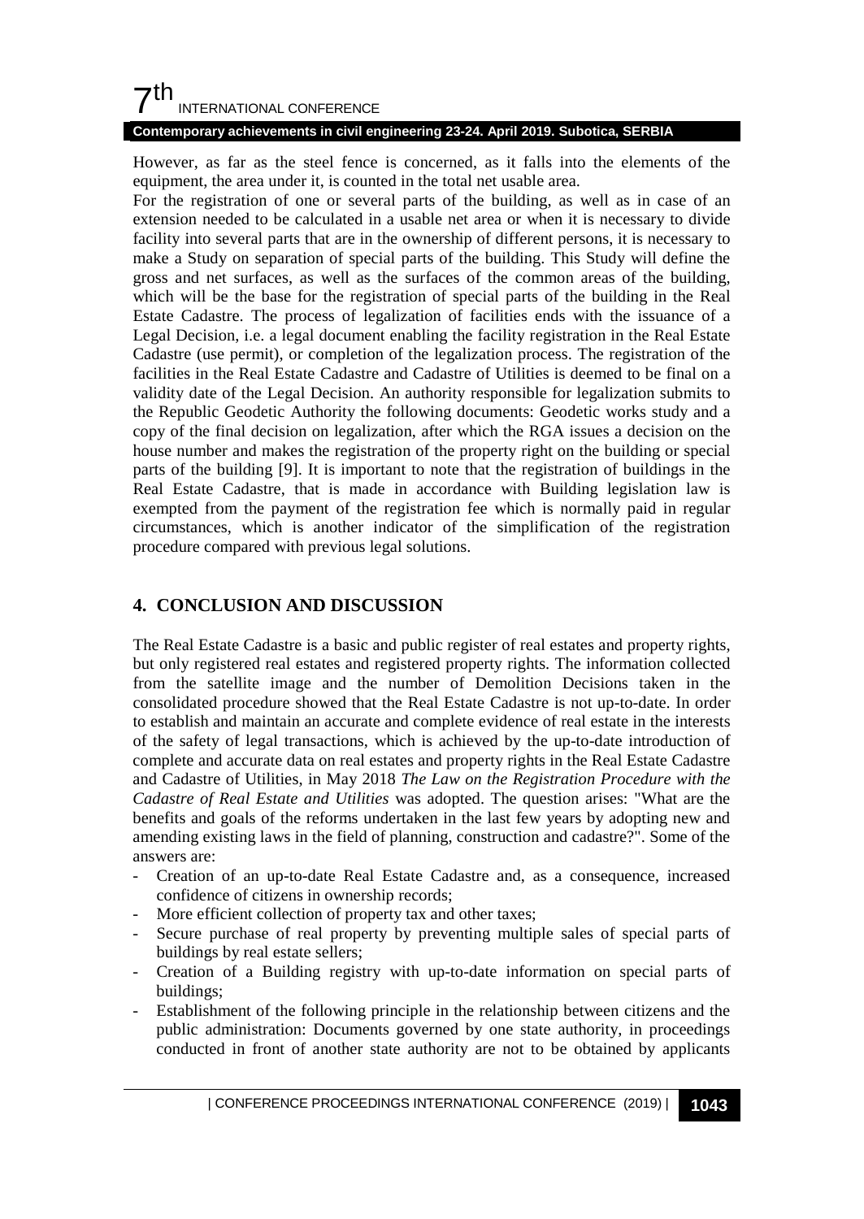However, as far as the steel fence is concerned, as it falls into the elements of the equipment, the area under it, is counted in the total net usable area.

For the registration of one or several parts of the building, as well as in case of an extension needed to be calculated in a usable net area or when it is necessary to divide facility into several parts that are in the ownership of different persons, it is necessary to make a Study on separation of special parts of the building. This Study will define the gross and net surfaces, as well as the surfaces of the common areas of the building, which will be the base for the registration of special parts of the building in the Real Estate Cadastre. The process of legalization of facilities ends with the issuance of a Legal Decision, i.e. a legal document enabling the facility registration in the Real Estate Cadastre (use permit), or completion of the legalization process. The registration of the facilities in the Real Estate Cadastre and Cadastre of Utilities is deemed to be final on a validity date of the Legal Decision. An authority responsible for legalization submits to the Republic Geodetic Authority the following documents: Geodetic works study and a copy of the final decision on legalization, after which the RGA issues a decision on the house number and makes the registration of the property right on the building or special parts of the building [9]. It is important to note that the registration of buildings in the Real Estate Cadastre, that is made in accordance with Building legislation law is exempted from the payment of the registration fee which is normally paid in regular circumstances, which is another indicator of the simplification of the registration procedure compared with previous legal solutions.

## 4. CONCLUSION AND DISCUSSION

The Real Estate Cadastre is a basic and public register of real estates and property rights, but only registered real estates and registered property rights. The information collected from the satellite image and the number of Demolition Decisions taken in the consolidated procedure showed that the Real Estate Cadastre is not up-to-date. In order to establish and maintain an accurate and complete evidence of real estate in the interests of the safety of legal transactions, which is achieved by the up-to-date introduction of complete and accurate data on real estates and property rights in the Real Estate Cadastre and Cadastre of Utilities, in May 2018 *The Law on the Registration Procedure with the Cadastre of Real Estate and Utilities* was adopted. The question arises: "What are the benefits and goals of the reforms undertaken in the last few years by adopting new and amending existing laws in the field of planning, construction and cadastre?". Some of the answers are:

- Creation of an up-to-date Real Estate Cadastre and, as a consequence, increased confidence of citizens in ownership records;
- More efficient collection of property tax and other taxes;
- Secure purchase of real property by preventing multiple sales of special parts of buildings by real estate sellers;
- Creation of a Building registry with up-to-date information on special parts of buildings;
- Establishment of the following principle in the relationship between citizens and the public administration: Documents governed by one state authority, in proceedings conducted in front of another state authority are not to be obtained by applicants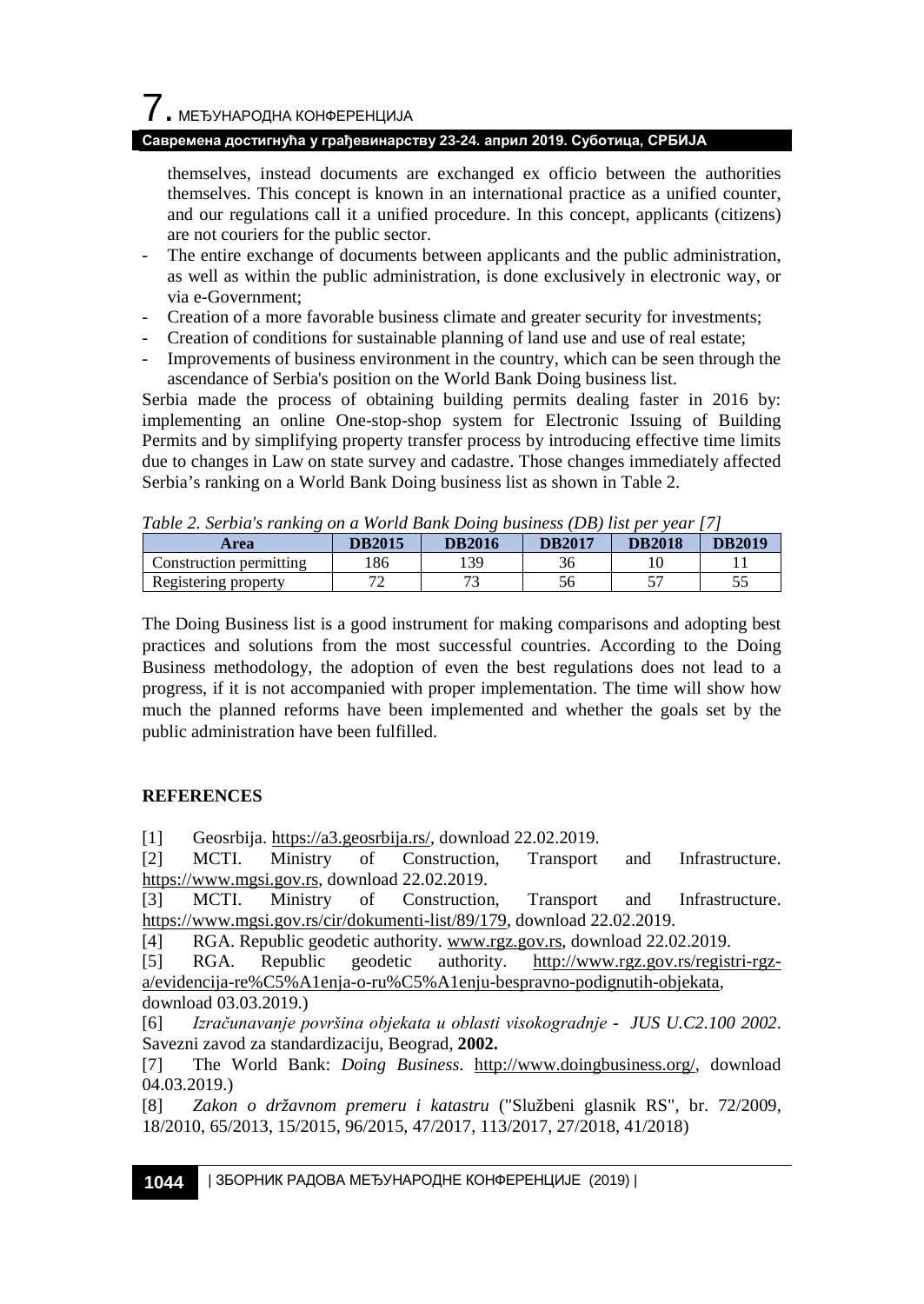themselves, instead documents are exchanged ex officio between the authorities themselves. This concept is known in an international practice as a unified counter, and our regulations call it a unified procedure. In this concept, applicants (citizens) are not couriers for the public sector.

- The entire exchange of documents between applicants and the public administration, as well as within the public administration, is done exclusively in electronic way, or via e-Government;
- Creation of a more favorable business climate and greater security for investments;
- Creation of conditions for sustainable planning of land use and use of real estate;
- Improvements of business environment in the country, which can be seen through the ascendance of Serbia's position on the World Bank Doing business list.

Serbia made the process of obtaining building permits dealing faster in 2016 by: implementing an online One-stop-shop system for Electronic Issuing of Building Permits and by simplifying property transfer process by introducing effective time limits due to changes in Law on state survey and cadastre. Those changes immediately affected Serbia's ranking on a World Bank Doing business list as shown in Table 2.

*Table 2. Serbia's ranking on a World Bank Doing business (DB) list per year [7]*

| Area | DB2015 | DB2016 | DB2017 | DB2018 | DB2019 |
|---|---|---|---|---|---|
| Construction permitting | 186 | 139 | 36 | 10 | 11 |
| Registering property | 72 | 73 | 56 | 57 | 55 |

The Doing Business list is a good instrument for making comparisons and adopting best practices and solutions from the most successful countries. According to the Doing Business methodology, the adoption of even the best regulations does not lead to a progress, if it is not accompanied with proper implementation. The time will show how much the planned reforms have been implemented and whether the goals set by the public administration have been fulfilled.

## REFERENCES

[1] Geosrbija. https://a3.geosrbija.rs/, download 22.02.2019.

[2] MCTI. Ministry of Construction, Transport and Infrastructure. https://www.mgsi.gov.rs, download 22.02.2019.

[3] MCTI. Ministry of Construction, Transport and Infrastructure. https://www.mgsi.gov.rs/cir/dokumenti-list/89/179, download 22.02.2019.

[4] RGA. Republic geodetic authority. www.rgz.gov.rs, download 22.02.2019.

[5] RGA. Republic geodetic authority. http://www.rgz.gov.rs/registri-rgz-a/evidencija-re%C5%A1enja-o-ru%C5%A1enju-bespravno-podignutih-objekata, download 03.03.2019.)

[6] *Izračunavanje površina objekata u oblasti visokogradnje - JUS U.C2.100 2002*. Savezni zavod za standardizaciju, Beograd, **2002.**

[7] The World Bank: *Doing Business*. http://www.doingbusiness.org/, download 04.03.2019.)

[8] *Zakon o državnom premeru i katastru* ("Službeni glasnik RS", br. 72/2009, 18/2010, 65/2013, 15/2015, 96/2015, 47/2017, 113/2017, 27/2018, 41/2018)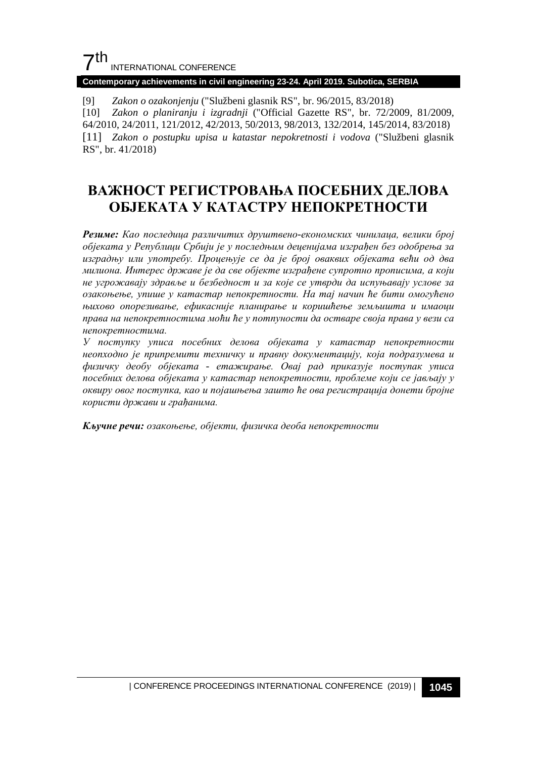[9] *Zakon o ozakonjenju* ("Službeni glasnik RS", br. 96/2015, 83/2018)

[10] *Zakon o planiranju i izgradnji* ("Official Gazette RS", br. 72/2009, 81/2009, 64/2010, 24/2011, 121/2012, 42/2013, 50/2013, 98/2013, 132/2014, 145/2014, 83/2018)

[11] *Zakon o postupku upisa u katastar nepokretnosti i vodova* ("Službeni glasnik RS", br. 41/2018)

# ВАЖНОСТ РЕГИСТРОВАЊА ПОСЕБНИХ ДЕЛОВА ОБЈЕКАТА У КАТАСТРУ НЕПОКРЕТНОСТИ

***Резиме:*** *Као последица различитих друштвено-економских чинилаца, велики број објеката у Републици Србији је у последњим деценијама изграђен без одобрења за изградњу или употребу. Процењује се да је број оваквих објеката већи од два милиона. Интерес државе је да све објекте изграђене супротно прописима, а који не угрожавају здравље и безбедност и за које се утврди да испуњавају услове за озакоњење, упише у катастар непокретности. На тај начин ће бити омогућено њихово опорезивање, ефикасније планирање и коришћење земљишта и имаоци права на непокретностима моћи ће у потпуности да остваре своја права у вези са непокретностима.*

*У поступку уписа посебних делова објеката у катастар непокретности неопходно је припремити техничку и правну документацију, која подразумева и физичку деобу објеката - етажирање. Овај рад приказује поступак уписа посебних делова објеката у катастар непокретности, проблеме који се јављају у оквиру овог поступка, као и појашњења зашто ће ова регистрација донети бројне користи држави и грађанима.*

***Кључне речи:*** *озакоњење, објекти, физичка деоба непокретности*